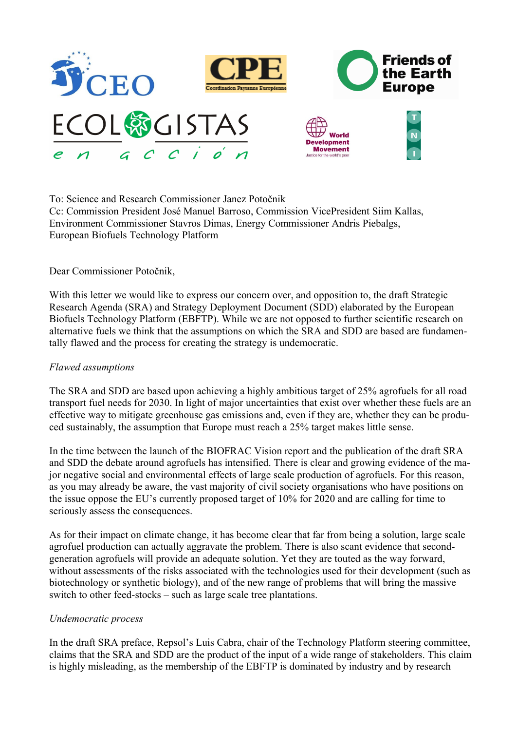To: Science and Research Commissioner Janez Potočnik
Cc: Commission President José Manuel Barroso, Commission VicePresident Siim Kallas, Environment Commissioner Stavros Dimas, Energy Commissioner Andris Piebalgs, European Biofuels Technology Platform

Dear Commissioner Potočnik,

With this letter we would like to express our concern over, and opposition to, the draft Strategic Research Agenda (SRA) and Strategy Deployment Document (SDD) elaborated by the European Biofuels Technology Platform (EBFTP). While we are not opposed to further scientific research on alternative fuels we think that the assumptions on which the SRA and SDD are based are fundamentally flawed and the process for creating the strategy is undemocratic.

*Flawed assumptions*

The SRA and SDD are based upon achieving a highly ambitious target of 25% agrofuels for all road transport fuel needs for 2030. In light of major uncertainties that exist over whether these fuels are an effective way to mitigate greenhouse gas emissions and, even if they are, whether they can be produced sustainably, the assumption that Europe must reach a 25% target makes little sense.

In the time between the launch of the BIOFRAC Vision report and the publication of the draft SRA and SDD the debate around agrofuels has intensified. There is clear and growing evidence of the major negative social and environmental effects of large scale production of agrofuels. For this reason, as you may already be aware, the vast majority of civil society organisations who have positions on the issue oppose the EU's currently proposed target of 10% for 2020 and are calling for time to seriously assess the consequences.

As for their impact on climate change, it has become clear that far from being a solution, large scale agrofuel production can actually aggravate the problem. There is also scant evidence that second-generation agrofuels will provide an adequate solution. Yet they are touted as the way forward, without assessments of the risks associated with the technologies used for their development (such as biotechnology or synthetic biology), and of the new range of problems that will bring the massive switch to other feed-stocks – such as large scale tree plantations.

*Undemocratic process*

In the draft SRA preface, Repsol's Luis Cabra, chair of the Technology Platform steering committee, claims that the SRA and SDD are the product of the input of a wide range of stakeholders. This claim is highly misleading, as the membership of the EBFTP is dominated by industry and by research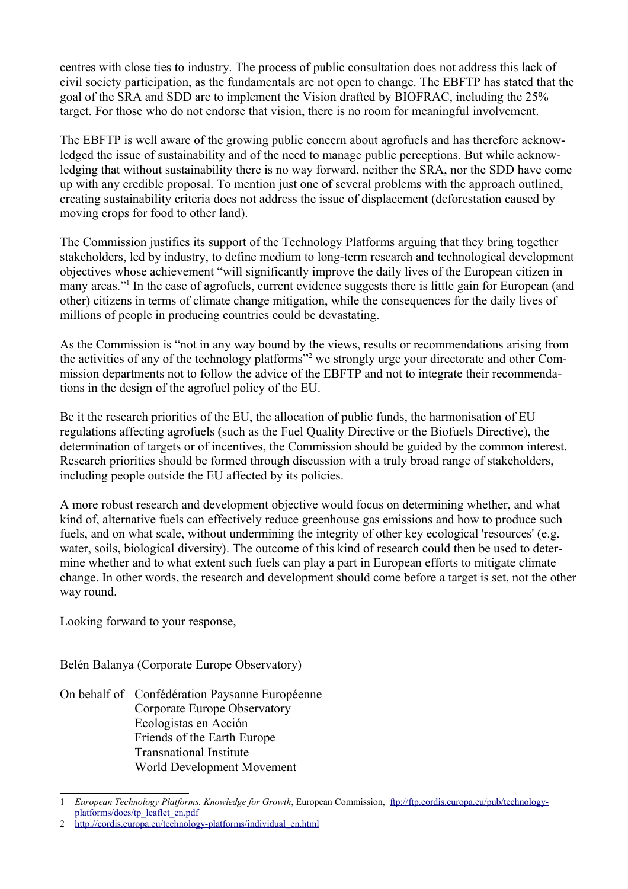centres with close ties to industry. The process of public consultation does not address this lack of civil society participation, as the fundamentals are not open to change. The EBFTP has stated that the goal of the SRA and SDD are to implement the Vision drafted by BIOFRAC, including the 25% target. For those who do not endorse that vision, there is no room for meaningful involvement.

The EBFTP is well aware of the growing public concern about agrofuels and has therefore acknowledged the issue of sustainability and of the need to manage public perceptions. But while acknowledging that without sustainability there is no way forward, neither the SRA, nor the SDD have come up with any credible proposal. To mention just one of several problems with the approach outlined, creating sustainability criteria does not address the issue of displacement (deforestation caused by moving crops for food to other land).

The Commission justifies its support of the Technology Platforms arguing that they bring together stakeholders, led by industry, to define medium to long-term research and technological development objectives whose achievement "will significantly improve the daily lives of the European citizen in many areas."[1] In the case of agrofuels, current evidence suggests there is little gain for European (and other) citizens in terms of climate change mitigation, while the consequences for the daily lives of millions of people in producing countries could be devastating.

As the Commission is "not in any way bound by the views, results or recommendations arising from the activities of any of the technology platforms"[2] we strongly urge your directorate and other Commission departments not to follow the advice of the EBFTP and not to integrate their recommendations in the design of the agrofuel policy of the EU.

Be it the research priorities of the EU, the allocation of public funds, the harmonisation of EU regulations affecting agrofuels (such as the Fuel Quality Directive or the Biofuels Directive), the determination of targets or of incentives, the Commission should be guided by the common interest. Research priorities should be formed through discussion with a truly broad range of stakeholders, including people outside the EU affected by its policies.

A more robust research and development objective would focus on determining whether, and what kind of, alternative fuels can effectively reduce greenhouse gas emissions and how to produce such fuels, and on what scale, without undermining the integrity of other key ecological 'resources' (e.g. water, soils, biological diversity). The outcome of this kind of research could then be used to determine whether and to what extent such fuels can play a part in European efforts to mitigate climate change. In other words, the research and development should come before a target is set, not the other way round.

Looking forward to your response,

Belén Balanya (Corporate Europe Observatory)

On behalf of Confédération Paysanne Européenne
Corporate Europe Observatory
Ecologistas en Acción
Friends of the Earth Europe
Transnational Institute
World Development Movement

---

1 *European Technology Platforms. Knowledge for Growth*, European Commission, ftp://ftp.cordis.europa.eu/pub/technology-platforms/docs/tp_leaflet_en.pdf

2 http://cordis.europa.eu/technology-platforms/individual_en.html